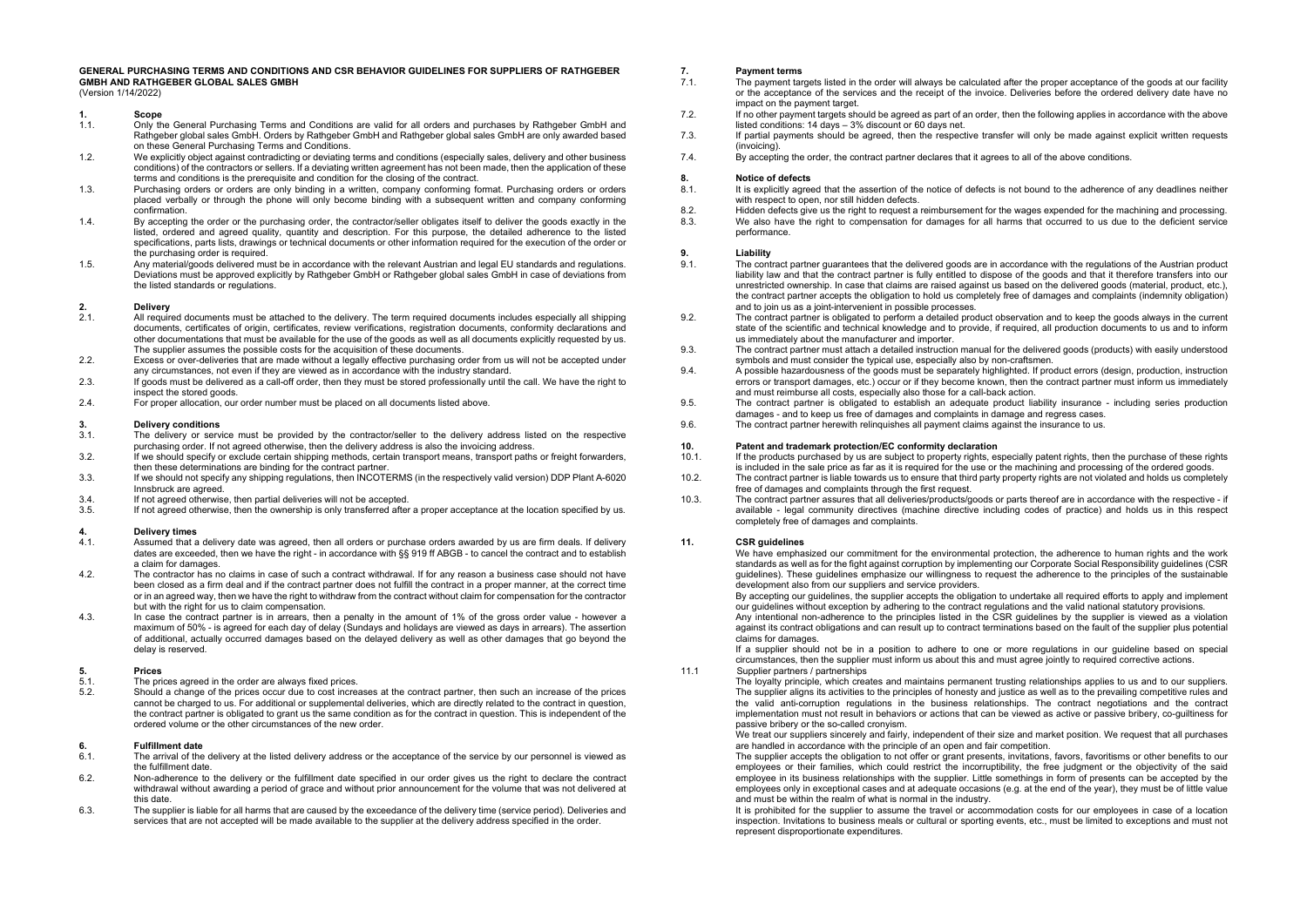# GENERAL PURCHASING TERMS AND CONDITIONS AND CSR BEHAVIOR GUIDELINES FOR SUPPLIERS OF RATHGEBER GMBH AND RATHGEBER GLOBAL SALES GMBH

(Version 1/14/2022)

## 1. Scope

1.1. Only the General Purchasing Terms and Conditions are valid for all orders and purchases by Rathgeber GmbH and Rathgeber global sales GmbH. Orders by Rathgeber GmbH and Rathgeber global sales GmbH are only awarded based on these General Purchasing Terms and Conditions.

1.2. We explicitly object against contradicting or deviating terms and conditions (especially sales, delivery and other business conditions) of the contractors or sellers. If a deviating written agreement has not been made, then the application of these terms and conditions is the prerequisite and condition for the closing of the contract.

1.3. Purchasing orders or orders are only binding in a written, company conforming format. Purchasing orders or orders placed verbally or through the phone will only become binding with a subsequent written and company conforming confirmation.

1.4. By accepting the order or the purchasing order, the contractor/seller obligates itself to deliver the goods exactly in the listed, ordered and agreed quality, quantity and description. For this purpose, the detailed adherence to the listed specifications, parts lists, drawings or technical documents or other information required for the execution of the order or the purchasing order is required.

1.5. Any material/goods delivered must be in accordance with the relevant Austrian and legal EU standards and regulations. Deviations must be approved explicitly by Rathgeber GmbH or Rathgeber global sales GmbH in case of deviations from the listed standards or regulations.

## 2. Delivery

2.1. All required documents must be attached to the delivery. The term required documents includes especially all shipping documents, certificates of origin, certificates, review verifications, registration documents, conformity declarations and other documentations that must be available for the use of the goods as well as all documents explicitly requested by us. The supplier assumes the possible costs for the acquisition of these documents.

2.2. Excess or over-deliveries that are made without a legally effective purchasing order from us will not be accepted under any circumstances, not even if they are viewed as in accordance with the industry standard.

2.3. If goods must be delivered as a call-off order, then they must be stored professionally until the call. We have the right to inspect the stored goods.

2.4. For proper allocation, our order number must be placed on all documents listed above.

## 3. Delivery conditions

3.1. The delivery or service must be provided by the contractor/seller to the delivery address listed on the respective purchasing order. If not agreed otherwise, then the delivery address is also the invoicing address.

3.2. If we should specify or exclude certain shipping methods, certain transport means, transport paths or freight forwarders, then these determinations are binding for the contract partner.

3.3. If we should not specify any shipping regulations, then INCOTERMS (in the respectively valid version) DDP Plant A-6020 Innsbruck are agreed.

3.4. If not agreed otherwise, then partial deliveries will not be accepted.

3.5. If not agreed otherwise, then the ownership is only transferred after a proper acceptance at the location specified by us.

## 4. Delivery times

4.1. Assumed that a delivery date was agreed, then all orders or purchase orders awarded by us are firm deals. If delivery dates are exceeded, then we have the right - in accordance with §§ 919 ff ABGB - to cancel the contract and to establish a claim for damages.

4.2. The contractor has no claims in case of such a contract withdrawal. If for any reason a business case should not have been closed as a firm deal and if the contract partner does not fulfill the contract in a proper manner, at the correct time or in an agreed way, then we have the right to withdraw from the contract without claim for compensation for the contractor but with the right for us to claim compensation.

4.3. In case the contract partner is in arrears, then a penalty in the amount of 1% of the gross order value - however a maximum of 50% - is agreed for each day of delay (Sundays and holidays are viewed as days in arrears). The assertion of additional, actually occurred damages based on the delayed delivery as well as other damages that go beyond the delay is reserved.

## 5. Prices

5.1. The prices agreed in the order are always fixed prices.

5.2. Should a change of the prices occur due to cost increases at the contract partner, then such an increase of the prices cannot be charged to us. For additional or supplemental deliveries, which are directly related to the contract in question, the contract partner is obligated to grant us the same condition as for the contract in question. This is independent of the ordered volume or the other circumstances of the new order.

## 6. Fulfillment date

6.1. The arrival of the delivery at the listed delivery address or the acceptance of the service by our personnel is viewed as the fulfillment date.

6.2. Non-adherence to the delivery or the fulfillment date specified in our order gives us the right to declare the contract withdrawal without awarding a period of grace and without prior announcement for the volume that was not delivered at this date.

6.3. The supplier is liable for all harms that are caused by the exceedance of the delivery time (service period). Deliveries and services that are not accepted will be made available to the supplier at the delivery address specified in the order.

## 7. Payment terms

7.1. The payment targets listed in the order will always be calculated after the proper acceptance of the goods at our facility or the acceptance of the services and the receipt of the invoice. Deliveries before the ordered delivery date have no impact on the payment target.

7.2. If no other payment targets should be agreed as part of an order, then the following applies in accordance with the above listed conditions: 14 days – 3% discount or 60 days net.

7.3. If partial payments should be agreed, then the respective transfer will only be made against explicit written requests (invoicing).

7.4. By accepting the order, the contract partner declares that it agrees to all of the above conditions.

## 8. Notice of defects

8.1. It is explicitly agreed that the assertion of the notice of defects is not bound to the adherence of any deadlines neither with respect to open, nor still hidden defects.

8.2. Hidden defects give us the right to request a reimbursement for the wages expended for the machining and processing.

8.3. We also have the right to compensation for damages for all harms that occurred to us due to the deficient service performance.

## 9. Liability

9.1. The contract partner guarantees that the delivered goods are in accordance with the regulations of the Austrian product liability law and that the contract partner is fully entitled to dispose of the goods and that it therefore transfers into our unrestricted ownership. In case that claims are raised against us based on the delivered goods (material, product, etc.), the contract partner accepts the obligation to hold us completely free of damages and complaints (indemnity obligation) and to join us as a joint-intervenient in possible processes.

9.2. The contract partner is obligated to perform a detailed product observation and to keep the goods always in the current state of the scientific and technical knowledge and to provide, if required, all production documents to us and to inform us immediately about the manufacturer and importer.

9.3. The contract partner must attach a detailed instruction manual for the delivered goods (products) with easily understood symbols and must consider the typical use, especially also by non-craftsmen.

9.4. A possible hazardousness of the goods must be separately highlighted. If product errors (design, production, instruction errors or transport damages, etc.) occur or if they become known, then the contract partner must inform us immediately and must reimburse all costs, especially also those for a call-back action.

9.5. The contract partner is obligated to establish an adequate product liability insurance - including series production damages - and to keep us free of damages and complaints in damage and regress cases.

9.6. The contract partner herewith relinquishes all payment claims against the insurance to us.

## 10. Patent and trademark protection/EC conformity declaration

10.1. If the products purchased by us are subject to property rights, especially patent rights, then the purchase of these rights is included in the sale price as far as it is required for the use or the machining and processing of the ordered goods.

10.2. The contract partner is liable towards us to ensure that third party property rights are not violated and holds us completely free of damages and complaints through the first request.

10.3. The contract partner assures that all deliveries/products/goods or parts thereof are in accordance with the respective - if available - legal community directives (machine directive including codes of practice) and holds us in this respect completely free of damages and complaints.

## 11. CSR guidelines

We have emphasized our commitment for the environmental protection, the adherence to human rights and the work standards as well as for the fight against corruption by implementing our Corporate Social Responsibility guidelines (CSR guidelines). These guidelines emphasize our willingness to request the adherence to the principles of the sustainable development also from our suppliers and service providers.

By accepting our guidelines, the supplier accepts the obligation to undertake all required efforts to apply and implement our guidelines without exception by adhering to the contract regulations and the valid national statutory provisions.

Any intentional non-adherence to the principles listed in the CSR guidelines by the supplier is viewed as a violation against its contract obligations and can result up to contract terminations based on the fault of the supplier plus potential claims for damages.

If a supplier should not be in a position to adhere to one or more regulations in our guideline based on special circumstances, then the supplier must inform us about this and must agree jointly to required corrective actions.

### 11.1 Supplier partners / partnerships

The loyalty principle, which creates and maintains permanent trusting relationships applies to us and to our suppliers. The supplier aligns its activities to the principles of honesty and justice as well as to the prevailing competitive rules and the valid anti-corruption regulations in the business relationships. The contract negotiations and the contract implementation must not result in behaviors or actions that can be viewed as active or passive bribery, co-guiltiness for passive bribery or the so-called cronyism.

We treat our suppliers sincerely and fairly, independent of their size and market position. We request that all purchases are handled in accordance with the principle of an open and fair competition.

The supplier accepts the obligation to not offer or grant presents, invitations, favors, favoritisms or other benefits to our employees or their families, which could restrict the incorruptibility, the free judgment or the objectivity of the said employee in its business relationships with the supplier. Little somethings in form of presents can be accepted by the employees only in exceptional cases and at adequate occasions (e.g. at the end of the year), they must be of little value and must be within the realm of what is normal in the industry.

It is prohibited for the supplier to assume the travel or accommodation costs for our employees in case of a location inspection. Invitations to business meals or cultural or sporting events, etc., must be limited to exceptions and must not represent disproportionate expenditures.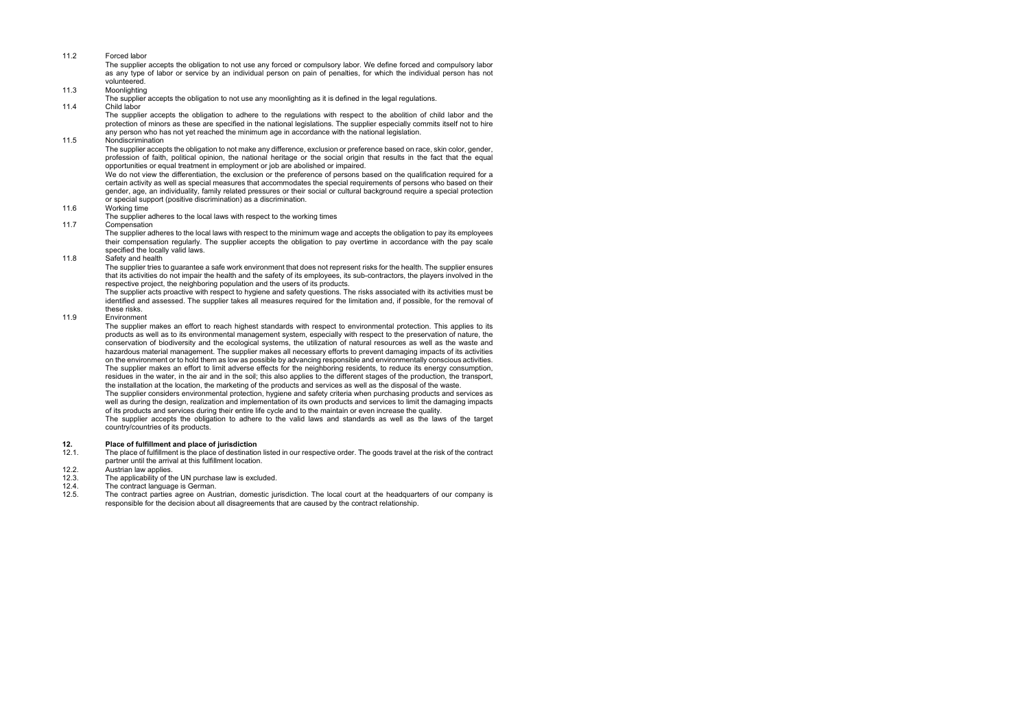11.2 Forced labor

The supplier accepts the obligation to not use any forced or compulsory labor. We define forced and compulsory labor as any type of labor or service by an individual person on pain of penalties, for which the individual person has not volunteered.

11.3 Moonlighting

The supplier accepts the obligation to not use any moonlighting as it is defined in the legal regulations.

11.4 Child labor

The supplier accepts the obligation to adhere to the regulations with respect to the abolition of child labor and the protection of minors as these are specified in the national legislations. The supplier especially commits itself not to hire any person who has not yet reached the minimum age in accordance with the national legislation.

11.5 Nondiscrimination

The supplier accepts the obligation to not make any difference, exclusion or preference based on race, skin color, gender, profession of faith, political opinion, the national heritage or the social origin that results in the fact that the equal opportunities or equal treatment in employment or job are abolished or impaired.

We do not view the differentiation, the exclusion or the preference of persons based on the qualification required for a certain activity as well as special measures that accommodates the special requirements of persons who based on their gender, age, an individuality, family related pressures or their social or cultural background require a special protection or special support (positive discrimination) as a discrimination.

11.6 Working time

The supplier adheres to the local laws with respect to the working times

11.7 Compensation

The supplier adheres to the local laws with respect to the minimum wage and accepts the obligation to pay its employees their compensation regularly. The supplier accepts the obligation to pay overtime in accordance with the pay scale specified the locally valid laws.

11.8 Safety and health

The supplier tries to guarantee a safe work environment that does not represent risks for the health. The supplier ensures that its activities do not impair the health and the safety of its employees, its sub-contractors, the players involved in the respective project, the neighboring population and the users of its products.

The supplier acts proactive with respect to hygiene and safety questions. The risks associated with its activities must be identified and assessed. The supplier takes all measures required for the limitation and, if possible, for the removal of these risks.

11.9 Environment

The supplier makes an effort to reach highest standards with respect to environmental protection. This applies to its products as well as to its environmental management system, especially with respect to the preservation of nature, the conservation of biodiversity and the ecological systems, the utilization of natural resources as well as the waste and hazardous material management. The supplier makes all necessary efforts to prevent damaging impacts of its activities on the environment or to hold them as low as possible by advancing responsible and environmentally conscious activities. The supplier makes an effort to limit adverse effects for the neighboring residents, to reduce its energy consumption, residues in the water, in the air and in the soil; this also applies to the different stages of the production, the transport, the installation at the location, the marketing of the products and services as well as the disposal of the waste.

The supplier considers environmental protection, hygiene and safety criteria when purchasing products and services as well as during the design, realization and implementation of its own products and services to limit the damaging impacts of its products and services during their entire life cycle and to the maintain or even increase the quality.

The supplier accepts the obligation to adhere to the valid laws and standards as well as the laws of the target country/countries of its products.

## 12. Place of fulfillment and place of jurisdiction

12.1. The place of fulfillment is the place of destination listed in our respective order. The goods travel at the risk of the contract partner until the arrival at this fulfillment location.

12.2. Austrian law applies.

12.3. The applicability of the UN purchase law is excluded.

12.4. The contract language is German.

12.5. The contract parties agree on Austrian, domestic jurisdiction. The local court at the headquarters of our company is responsible for the decision about all disagreements that are caused by the contract relationship.